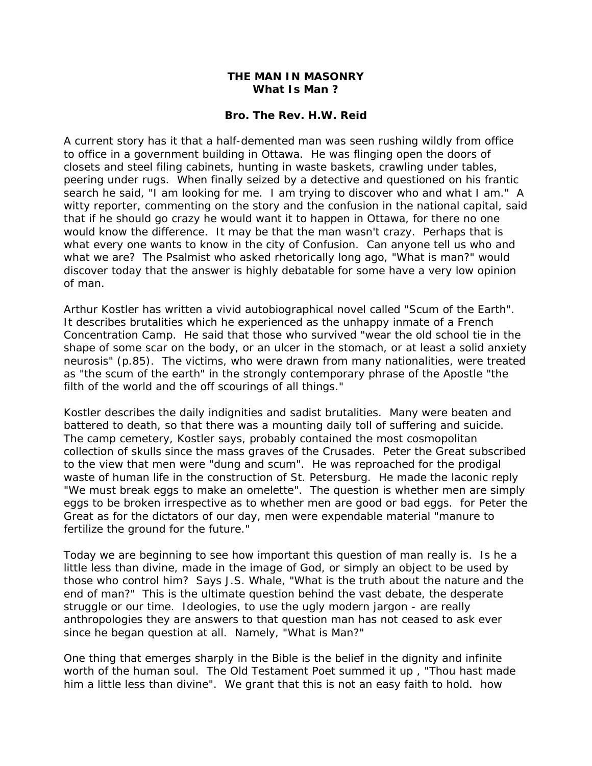# THE MAN IN MASONRY
## What Is Man ?

### Bro. The Rev. H.W. Reid

A current story has it that a half-demented man was seen rushing wildly from office to office in a government building in Ottawa. He was flinging open the doors of closets and steel filing cabinets, hunting in waste baskets, crawling under tables, peering under rugs. When finally seized by a detective and questioned on his frantic search he said, "I am looking for me. I am trying to discover who and what I am." A witty reporter, commenting on the story and the confusion in the national capital, said that if he should go crazy he would want it to happen in Ottawa, for there no one would know the difference. It may be that the man wasn't crazy. Perhaps that is what every one wants to know in the city of Confusion. Can anyone tell us who and what we are? The Psalmist who asked rhetorically long ago, "What is man?" would discover today that the answer is highly debatable for some have a very low opinion of man.

Arthur Kostler has written a vivid autobiographical novel called "Scum of the Earth". It describes brutalities which he experienced as the unhappy inmate of a French Concentration Camp. He said that those who survived "wear the old school tie in the shape of some scar on the body, or an ulcer in the stomach, or at least a solid anxiety neurosis" (p.85). The victims, who were drawn from many nationalities, were treated as "the scum of the earth" in the strongly contemporary phrase of the Apostle "the filth of the world and the off scourings of all things."

Kostler describes the daily indignities and sadist brutalities. Many were beaten and battered to death, so that there was a mounting daily toll of suffering and suicide. The camp cemetery, Kostler says, probably contained the most cosmopolitan collection of skulls since the mass graves of the Crusades. Peter the Great subscribed to the view that men were "dung and scum". He was reproached for the prodigal waste of human life in the construction of St. Petersburg. He made the laconic reply "We must break eggs to make an omelette". The question is whether men are simply eggs to be broken irrespective as to whether men are good or bad eggs. for Peter the Great as for the dictators of our day, men were expendable material "manure to fertilize the ground for the future."

Today we are beginning to see how important this question of man really is. Is he a little less than divine, made in the image of God, or simply an object to be used by those who control him? Says J.S. Whale, "What is the truth about the nature and the end of man?" This is the ultimate question behind the vast debate, the desperate struggle or our time. Ideologies, to use the ugly modern jargon - are really anthropologies they are answers to that question man has not ceased to ask ever since he began question at all. Namely, "What is Man?"

One thing that emerges sharply in the Bible is the belief in the dignity and infinite worth of the human soul. The Old Testament Poet summed it up , "Thou hast made him a little less than divine". We grant that this is not an easy faith to hold. how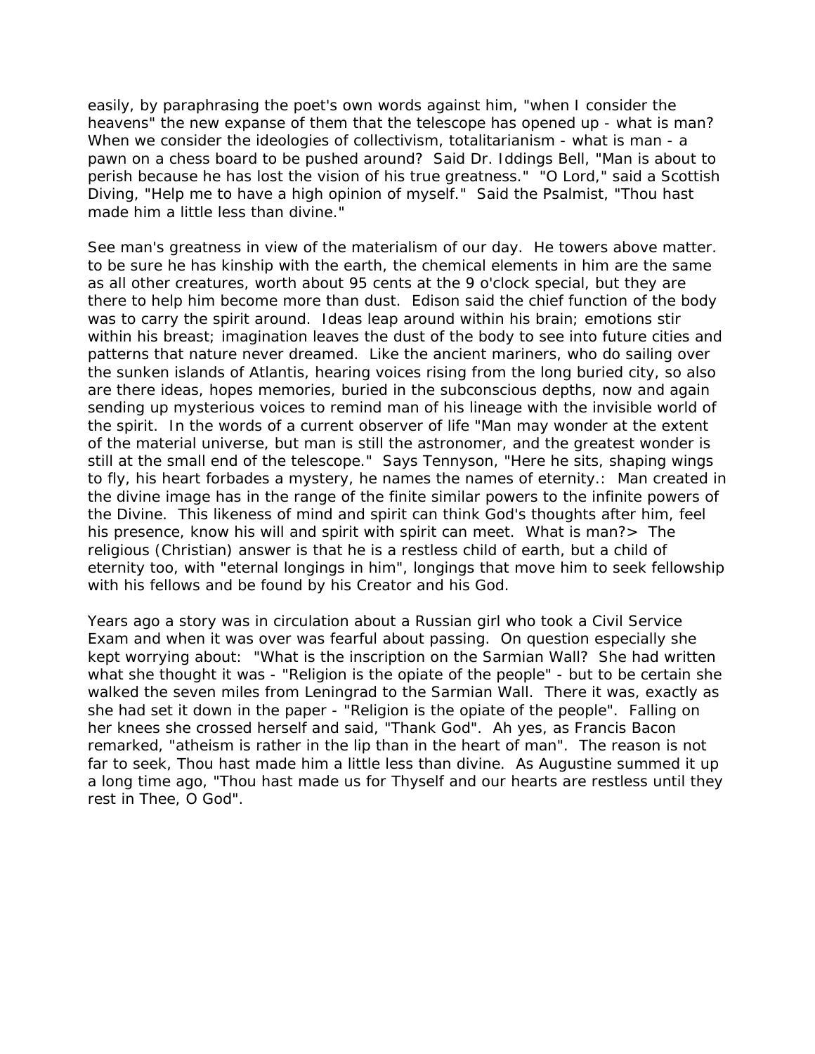easily, by paraphrasing the poet's own words against him, "when I consider the heavens" the new expanse of them that the telescope has opened up - what is man? When we consider the ideologies of collectivism, totalitarianism - what is man - a pawn on a chess board to be pushed around? Said Dr. Iddings Bell, "Man is about to perish because he has lost the vision of his true greatness." "O Lord," said a Scottish Diving, "Help me to have a high opinion of myself." Said the Psalmist, "Thou hast made him a little less than divine."

See man's greatness in view of the materialism of our day. He towers above matter. to be sure he has kinship with the earth, the chemical elements in him are the same as all other creatures, worth about 95 cents at the 9 o'clock special, but they are there to help him become more than dust. Edison said the chief function of the body was to carry the spirit around. Ideas leap around within his brain; emotions stir within his breast; imagination leaves the dust of the body to see into future cities and patterns that nature never dreamed. Like the ancient mariners, who do sailing over the sunken islands of Atlantis, hearing voices rising from the long buried city, so also are there ideas, hopes memories, buried in the subconscious depths, now and again sending up mysterious voices to remind man of his lineage with the invisible world of the spirit. In the words of a current observer of life "Man may wonder at the extent of the material universe, but man is still the astronomer, and the greatest wonder is still at the small end of the telescope." Says Tennyson, "Here he sits, shaping wings to fly, his heart forbades a mystery, he names the names of eternity.: Man created in the divine image has in the range of the finite similar powers to the infinite powers of the Divine. This likeness of mind and spirit can think God's thoughts after him, feel his presence, know his will and spirit with spirit can meet. What is man?> The religious (Christian) answer is that he is a restless child of earth, but a child of eternity too, with "eternal longings in him", longings that move him to seek fellowship with his fellows and be found by his Creator and his God.

Years ago a story was in circulation about a Russian girl who took a Civil Service Exam and when it was over was fearful about passing. On question especially she kept worrying about: "What is the inscription on the Sarmian Wall? She had written what she thought it was - "Religion is the opiate of the people" - but to be certain she walked the seven miles from Leningrad to the Sarmian Wall. There it was, exactly as she had set it down in the paper - "Religion is the opiate of the people". Falling on her knees she crossed herself and said, "Thank God". Ah yes, as Francis Bacon remarked, "atheism is rather in the lip than in the heart of man". The reason is not far to seek, Thou hast made him a little less than divine. As Augustine summed it up a long time ago, "Thou hast made us for Thyself and our hearts are restless until they rest in Thee, O God".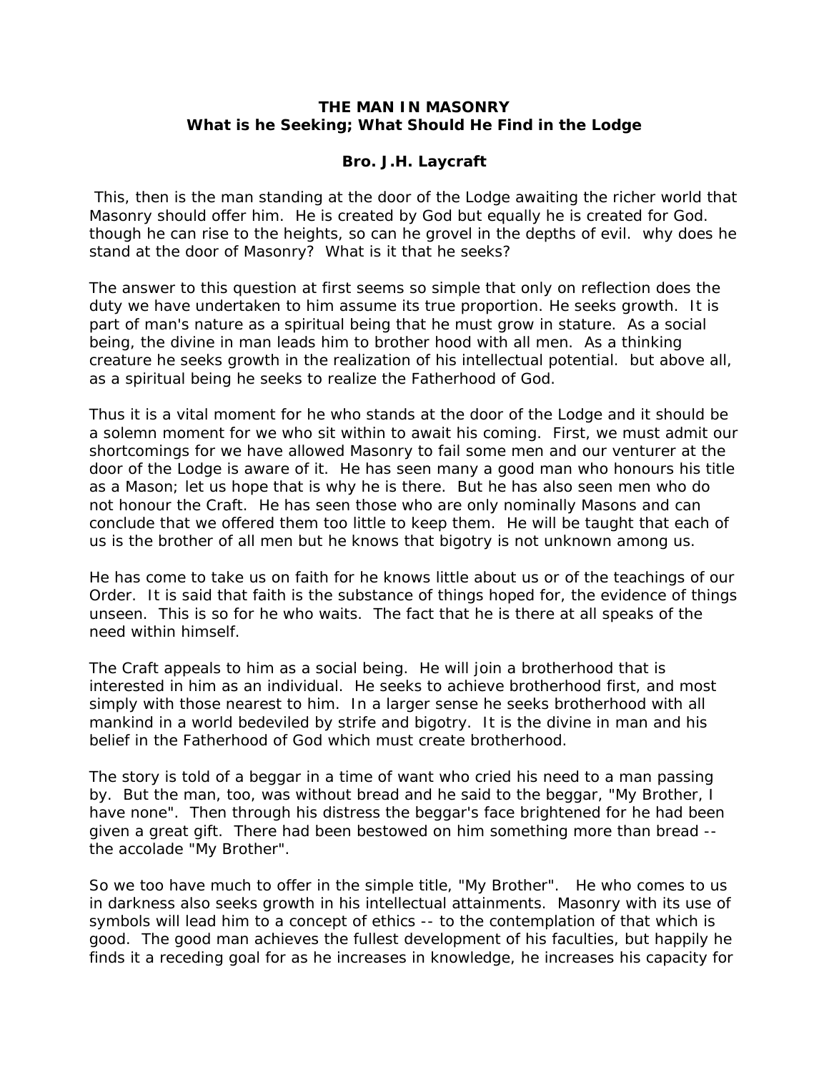**THE MAN IN MASONRY**
**What is he Seeking; What Should He Find in the Lodge**

**Bro. J.H. Laycraft**

This, then is the man standing at the door of the Lodge awaiting the richer world that Masonry should offer him. He is created by God but equally he is created for God. though he can rise to the heights, so can he grovel in the depths of evil. why does he stand at the door of Masonry? What is it that he seeks?

The answer to this question at first seems so simple that only on reflection does the duty we have undertaken to him assume its true proportion. He seeks growth. It is part of man's nature as a spiritual being that he must grow in stature. As a social being, the divine in man leads him to brother hood with all men. As a thinking creature he seeks growth in the realization of his intellectual potential. but above all, as a spiritual being he seeks to realize the Fatherhood of God.

Thus it is a vital moment for he who stands at the door of the Lodge and it should be a solemn moment for we who sit within to await his coming. First, we must admit our shortcomings for we have allowed Masonry to fail some men and our venturer at the door of the Lodge is aware of it. He has seen many a good man who honours his title as a Mason; let us hope that is why he is there. But he has also seen men who do not honour the Craft. He has seen those who are only nominally Masons and can conclude that we offered them too little to keep them. He will be taught that each of us is the brother of all men but he knows that bigotry is not unknown among us.

He has come to take us on faith for he knows little about us or of the teachings of our Order. It is said that faith is the substance of things hoped for, the evidence of things unseen. This is so for he who waits. The fact that he is there at all speaks of the need within himself.

The Craft appeals to him as a social being. He will join a brotherhood that is interested in him as an individual. He seeks to achieve brotherhood first, and most simply with those nearest to him. In a larger sense he seeks brotherhood with all mankind in a world bedeviled by strife and bigotry. It is the divine in man and his belief in the Fatherhood of God which must create brotherhood.

The story is told of a beggar in a time of want who cried his need to a man passing by. But the man, too, was without bread and he said to the beggar, "My Brother, I have none". Then through his distress the beggar's face brightened for he had been given a great gift. There had been bestowed on him something more than bread -- the accolade "My Brother".

So we too have much to offer in the simple title, "My Brother". He who comes to us in darkness also seeks growth in his intellectual attainments. Masonry with its use of symbols will lead him to a concept of ethics -- to the contemplation of that which is good. The good man achieves the fullest development of his faculties, but happily he finds it a receding goal for as he increases in knowledge, he increases his capacity for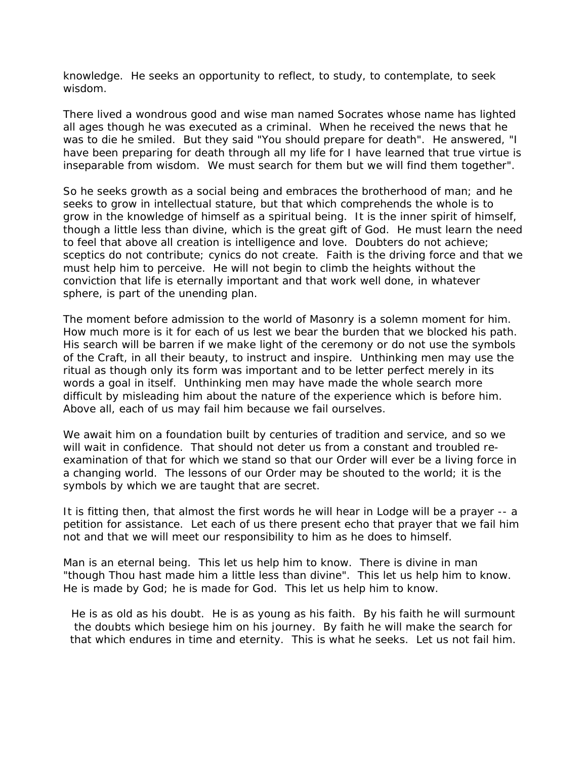knowledge. He seeks an opportunity to reflect, to study, to contemplate, to seek wisdom.

There lived a wondrous good and wise man named Socrates whose name has lighted all ages though he was executed as a criminal. When he received the news that he was to die he smiled. But they said "You should prepare for death". He answered, "I have been preparing for death through all my life for I have learned that true virtue is inseparable from wisdom. We must search for them but we will find them together".

So he seeks growth as a social being and embraces the brotherhood of man; and he seeks to grow in intellectual stature, but that which comprehends the whole is to grow in the knowledge of himself as a spiritual being. It is the inner spirit of himself, though a little less than divine, which is the great gift of God. He must learn the need to feel that above all creation is intelligence and love. Doubters do not achieve; sceptics do not contribute; cynics do not create. Faith is the driving force and that we must help him to perceive. He will not begin to climb the heights without the conviction that life is eternally important and that work well done, in whatever sphere, is part of the unending plan.

The moment before admission to the world of Masonry is a solemn moment for him. How much more is it for each of us lest we bear the burden that we blocked his path. His search will be barren if we make light of the ceremony or do not use the symbols of the Craft, in all their beauty, to instruct and inspire. Unthinking men may use the ritual as though only its form was important and to be letter perfect merely in its words a goal in itself. Unthinking men may have made the whole search more difficult by misleading him about the nature of the experience which is before him. Above all, each of us may fail him because we fail ourselves.

We await him on a foundation built by centuries of tradition and service, and so we will wait in confidence. That should not deter us from a constant and troubled re-examination of that for which we stand so that our Order will ever be a living force in a changing world. The lessons of our Order may be shouted to the world; it is the symbols by which we are taught that are secret.

It is fitting then, that almost the first words he will hear in Lodge will be a prayer -- a petition for assistance. Let each of us there present echo that prayer that we fail him not and that we will meet our responsibility to him as he does to himself.

Man is an eternal being. This let us help him to know. There is divine in man "though Thou hast made him a little less than divine". This let us help him to know. He is made by God; he is made for God. This let us help him to know.

He is as old as his doubt. He is as young as his faith. By his faith he will surmount the doubts which besiege him on his journey. By faith he will make the search for that which endures in time and eternity. This is what he seeks. Let us not fail him.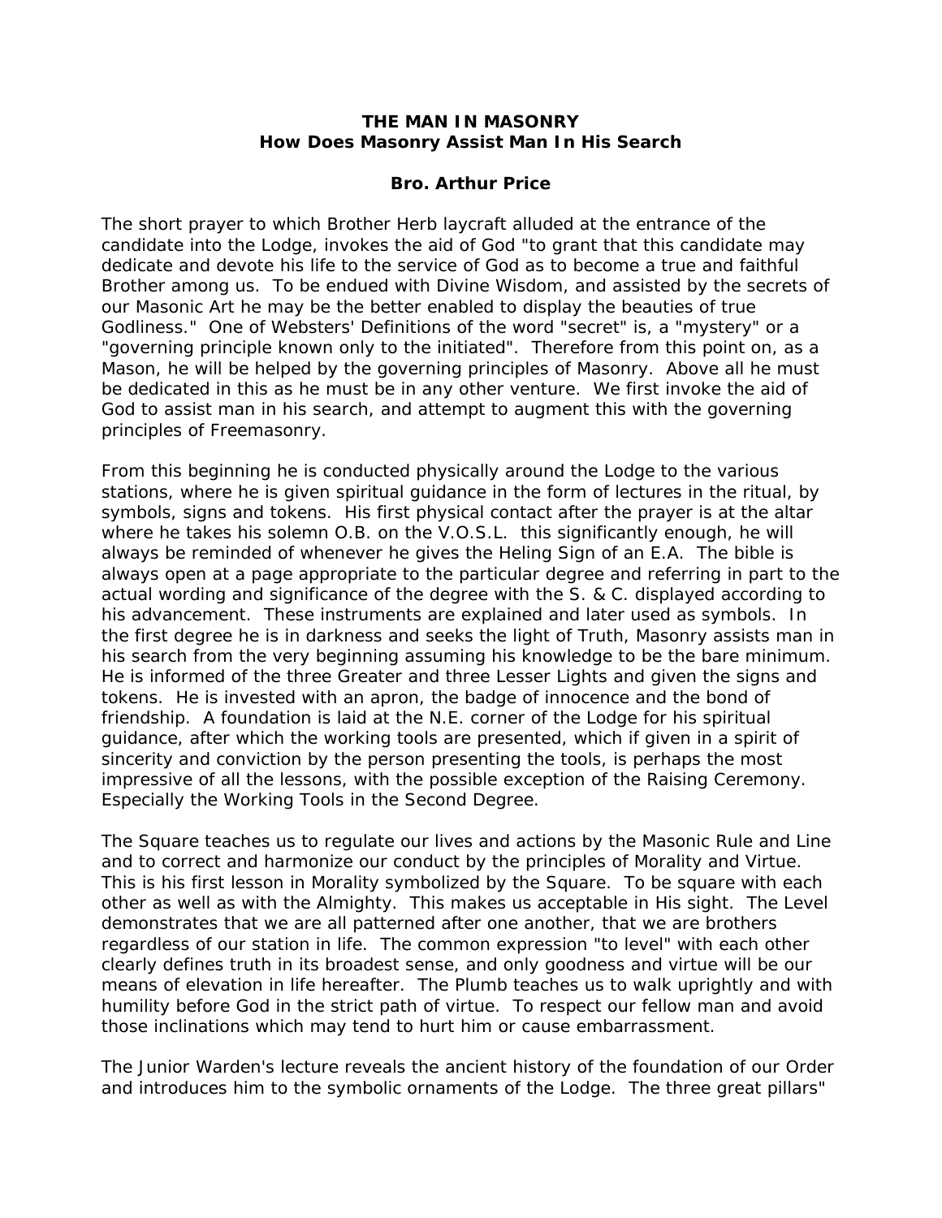**THE MAN IN MASONRY**
**How Does Masonry Assist Man In His Search**

**Bro. Arthur Price**

The short prayer to which Brother Herb laycraft alluded at the entrance of the candidate into the Lodge, invokes the aid of God "to grant that this candidate may dedicate and devote his life to the service of God as to become a true and faithful Brother among us. To be endued with Divine Wisdom, and assisted by the secrets of our Masonic Art he may be the better enabled to display the beauties of true Godliness." One of Websters' Definitions of the word "secret" is, a "mystery" or a "governing principle known only to the initiated". Therefore from this point on, as a Mason, he will be helped by the governing principles of Masonry. Above all he must be dedicated in this as he must be in any other venture. We first invoke the aid of God to assist man in his search, and attempt to augment this with the governing principles of Freemasonry.

From this beginning he is conducted physically around the Lodge to the various stations, where he is given spiritual guidance in the form of lectures in the ritual, by symbols, signs and tokens. His first physical contact after the prayer is at the altar where he takes his solemn O.B. on the V.O.S.L. this significantly enough, he will always be reminded of whenever he gives the Heling Sign of an E.A. The bible is always open at a page appropriate to the particular degree and referring in part to the actual wording and significance of the degree with the S. & C. displayed according to his advancement. These instruments are explained and later used as symbols. In the first degree he is in darkness and seeks the light of Truth, Masonry assists man in his search from the very beginning assuming his knowledge to be the bare minimum. He is informed of the three Greater and three Lesser Lights and given the signs and tokens. He is invested with an apron, the badge of innocence and the bond of friendship. A foundation is laid at the N.E. corner of the Lodge for his spiritual guidance, after which the working tools are presented, which if given in a spirit of sincerity and conviction by the person presenting the tools, is perhaps the most impressive of all the lessons, with the possible exception of the Raising Ceremony. Especially the Working Tools in the Second Degree.

The Square teaches us to regulate our lives and actions by the Masonic Rule and Line and to correct and harmonize our conduct by the principles of Morality and Virtue. This is his first lesson in Morality symbolized by the Square. To be square with each other as well as with the Almighty. This makes us acceptable in His sight. The Level demonstrates that we are all patterned after one another, that we are brothers regardless of our station in life. The common expression "to level" with each other clearly defines truth in its broadest sense, and only goodness and virtue will be our means of elevation in life hereafter. The Plumb teaches us to walk uprightly and with humility before God in the strict path of virtue. To respect our fellow man and avoid those inclinations which may tend to hurt him or cause embarrassment.

The Junior Warden's lecture reveals the ancient history of the foundation of our Order and introduces him to the symbolic ornaments of the Lodge. The three great pillars"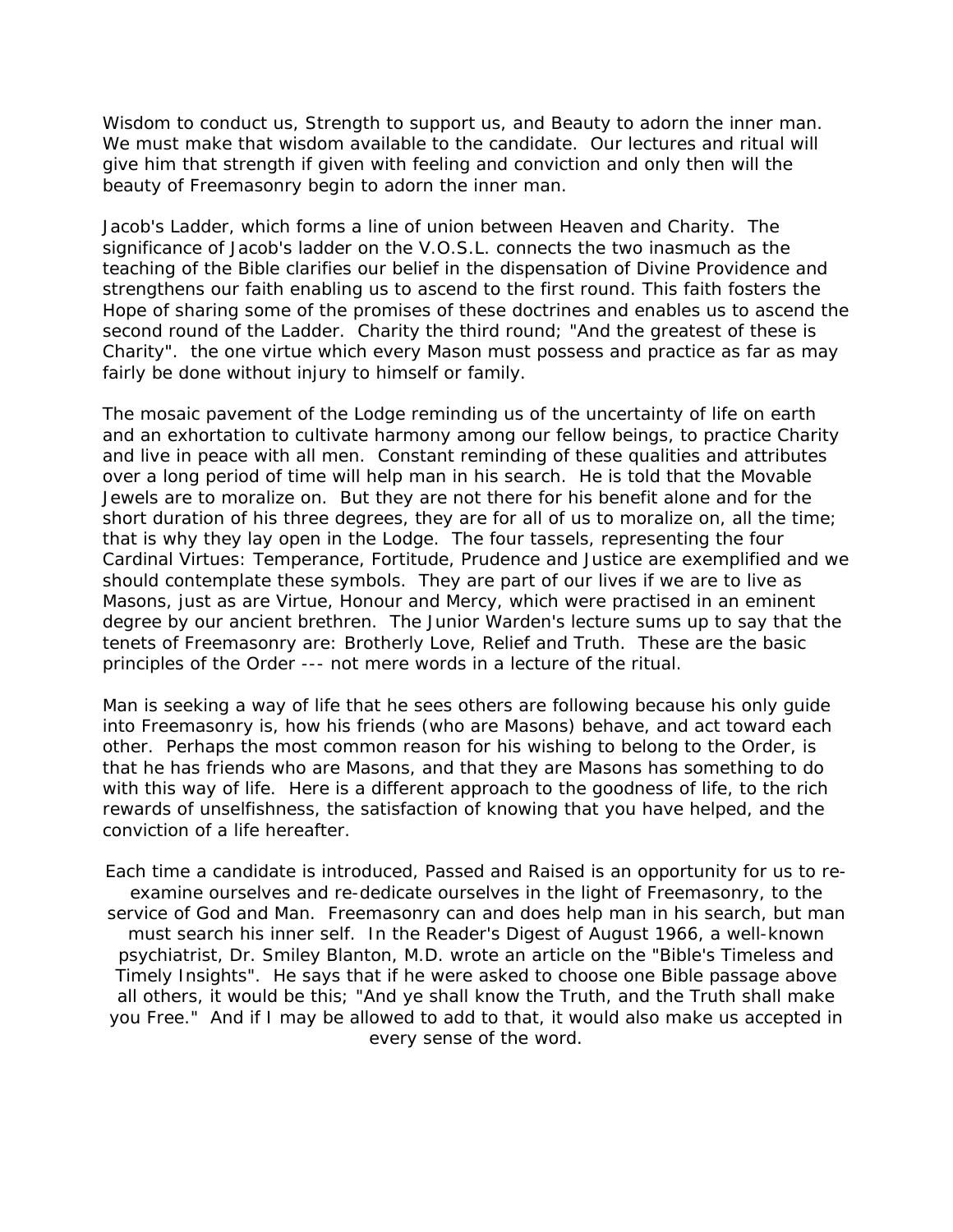Wisdom to conduct us, Strength to support us, and Beauty to adorn the inner man. We must make that wisdom available to the candidate. Our lectures and ritual will give him that strength if given with feeling and conviction and only then will the beauty of Freemasonry begin to adorn the inner man.

Jacob's Ladder, which forms a line of union between Heaven and Charity. The significance of Jacob's ladder on the V.O.S.L. connects the two inasmuch as the teaching of the Bible clarifies our belief in the dispensation of Divine Providence and strengthens our faith enabling us to ascend to the first round. This faith fosters the Hope of sharing some of the promises of these doctrines and enables us to ascend the second round of the Ladder. Charity the third round; "And the greatest of these is Charity". the one virtue which every Mason must possess and practice as far as may fairly be done without injury to himself or family.

The mosaic pavement of the Lodge reminding us of the uncertainty of life on earth and an exhortation to cultivate harmony among our fellow beings, to practice Charity and live in peace with all men. Constant reminding of these qualities and attributes over a long period of time will help man in his search. He is told that the Movable Jewels are to moralize on. But they are not there for his benefit alone and for the short duration of his three degrees, they are for all of us to moralize on, all the time; that is why they lay open in the Lodge. The four tassels, representing the four Cardinal Virtues: Temperance, Fortitude, Prudence and Justice are exemplified and we should contemplate these symbols. They are part of our lives if we are to live as Masons, just as are Virtue, Honour and Mercy, which were practised in an eminent degree by our ancient brethren. The Junior Warden's lecture sums up to say that the tenets of Freemasonry are: Brotherly Love, Relief and Truth. These are the basic principles of the Order --- not mere words in a lecture of the ritual.

Man is seeking a way of life that he sees others are following because his only guide into Freemasonry is, how his friends (who are Masons) behave, and act toward each other. Perhaps the most common reason for his wishing to belong to the Order, is that he has friends who are Masons, and that they are Masons has something to do with this way of life. Here is a different approach to the goodness of life, to the rich rewards of unselfishness, the satisfaction of knowing that you have helped, and the conviction of a life hereafter.

Each time a candidate is introduced, Passed and Raised is an opportunity for us to re-examine ourselves and re-dedicate ourselves in the light of Freemasonry, to the service of God and Man. Freemasonry can and does help man in his search, but man must search his inner self. In the Reader's Digest of August 1966, a well-known psychiatrist, Dr. Smiley Blanton, M.D. wrote an article on the "Bible's Timeless and Timely Insights". He says that if he were asked to choose one Bible passage above all others, it would be this; "And ye shall know the Truth, and the Truth shall make you Free." And if I may be allowed to add to that, it would also make us accepted in every sense of the word.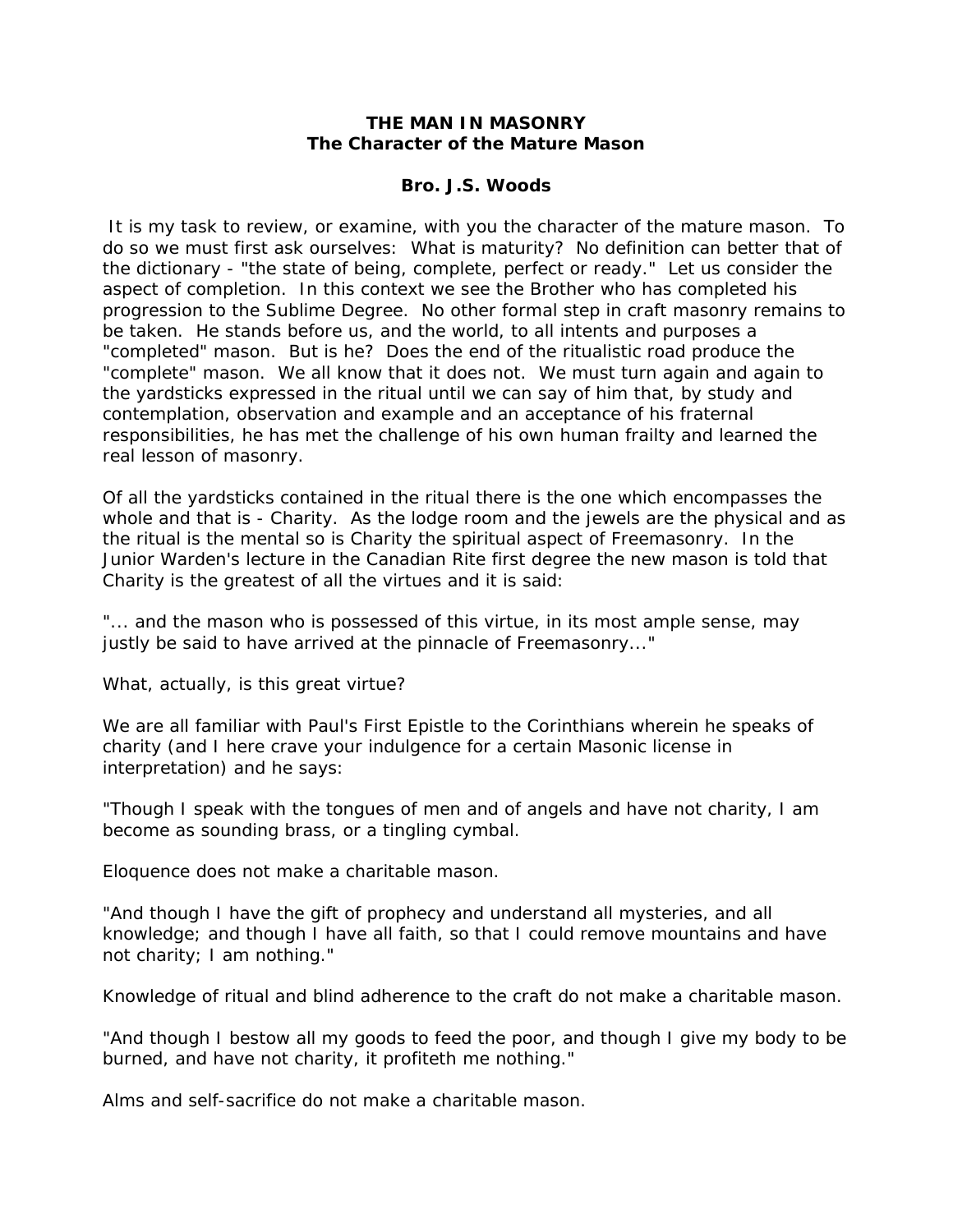# THE MAN IN MASONRY
## The Character of the Mature Mason

**Bro. J.S. Woods**

It is my task to review, or examine, with you the character of the mature mason. To do so we must first ask ourselves: What is maturity? No definition can better that of the dictionary - "the state of being, complete, perfect or ready." Let us consider the aspect of completion. In this context we see the Brother who has completed his progression to the Sublime Degree. No other formal step in craft masonry remains to be taken. He stands before us, and the world, to all intents and purposes a "completed" mason. But is he? Does the end of the ritualistic road produce the "complete" mason. We all know that it does not. We must turn again and again to the yardsticks expressed in the ritual until we can say of him that, by study and contemplation, observation and example and an acceptance of his fraternal responsibilities, he has met the challenge of his own human frailty and learned the real lesson of masonry.

Of all the yardsticks contained in the ritual there is the one which encompasses the whole and that is - Charity. As the lodge room and the jewels are the physical and as the ritual is the mental so is Charity the spiritual aspect of Freemasonry. In the Junior Warden's lecture in the Canadian Rite first degree the new mason is told that Charity is the greatest of all the virtues and it is said:

"... and the mason who is possessed of this virtue, in its most ample sense, may justly be said to have arrived at the pinnacle of Freemasonry..."

What, actually, is this great virtue?

We are all familiar with Paul's First Epistle to the Corinthians wherein he speaks of charity (and I here crave your indulgence for a certain Masonic license in interpretation) and he says:

"Though I speak with the tongues of men and of angels and have not charity, I am become as sounding brass, or a tingling cymbal.

Eloquence does not make a charitable mason.

"And though I have the gift of prophecy and understand all mysteries, and all knowledge; and though I have all faith, so that I could remove mountains and have not charity; I am nothing."

Knowledge of ritual and blind adherence to the craft do not make a charitable mason.

"And though I bestow all my goods to feed the poor, and though I give my body to be burned, and have not charity, it profiteth me nothing."

Alms and self-sacrifice do not make a charitable mason.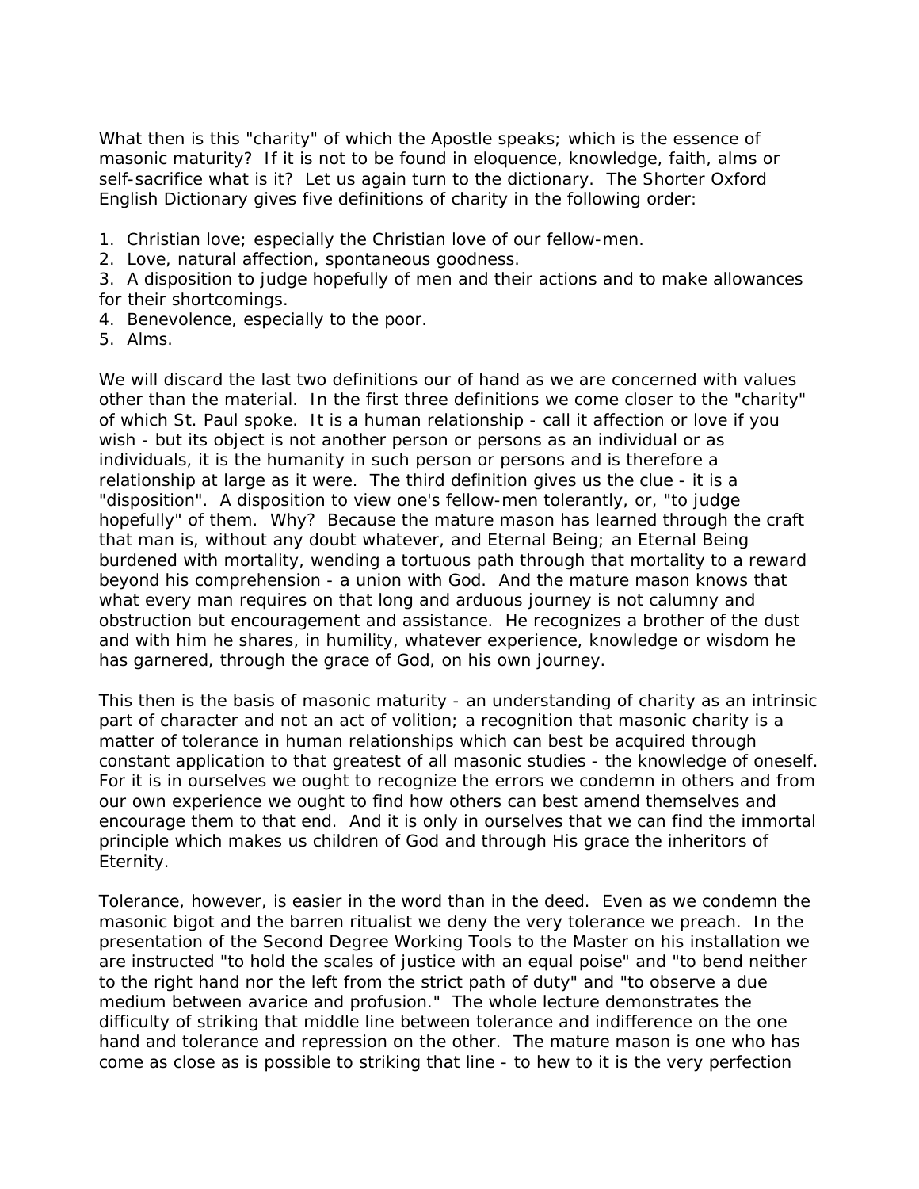What then is this "charity" of which the Apostle speaks; which is the essence of masonic maturity? If it is not to be found in eloquence, knowledge, faith, alms or self-sacrifice what is it? Let us again turn to the dictionary. The Shorter Oxford English Dictionary gives five definitions of charity in the following order:

1. Christian love; especially the Christian love of our fellow-men.
2. Love, natural affection, spontaneous goodness.
3. A disposition to judge hopefully of men and their actions and to make allowances for their shortcomings.
4. Benevolence, especially to the poor.
5. Alms.

We will discard the last two definitions our of hand as we are concerned with values other than the material. In the first three definitions we come closer to the "charity" of which St. Paul spoke. It is a human relationship - call it affection or love if you wish - but its object is not another person or persons as an individual or as individuals, it is the humanity in such person or persons and is therefore a relationship at large as it were. The third definition gives us the clue - it is a "disposition". A disposition to view one's fellow-men tolerantly, or, "to judge hopefully" of them. Why? Because the mature mason has learned through the craft that man is, without any doubt whatever, and Eternal Being; an Eternal Being burdened with mortality, wending a tortuous path through that mortality to a reward beyond his comprehension - a union with God. And the mature mason knows that what every man requires on that long and arduous journey is not calumny and obstruction but encouragement and assistance. He recognizes a brother of the dust and with him he shares, in humility, whatever experience, knowledge or wisdom he has garnered, through the grace of God, on his own journey.

This then is the basis of masonic maturity - an understanding of charity as an intrinsic part of character and not an act of volition; a recognition that masonic charity is a matter of tolerance in human relationships which can best be acquired through constant application to that greatest of all masonic studies - the knowledge of oneself. For it is in ourselves we ought to recognize the errors we condemn in others and from our own experience we ought to find how others can best amend themselves and encourage them to that end. And it is only in ourselves that we can find the immortal principle which makes us children of God and through His grace the inheritors of Eternity.

Tolerance, however, is easier in the word than in the deed. Even as we condemn the masonic bigot and the barren ritualist we deny the very tolerance we preach. In the presentation of the Second Degree Working Tools to the Master on his installation we are instructed "to hold the scales of justice with an equal poise" and "to bend neither to the right hand nor the left from the strict path of duty" and "to observe a due medium between avarice and profusion." The whole lecture demonstrates the difficulty of striking that middle line between tolerance and indifference on the one hand and tolerance and repression on the other. The mature mason is one who has come as close as is possible to striking that line - to hew to it is the very perfection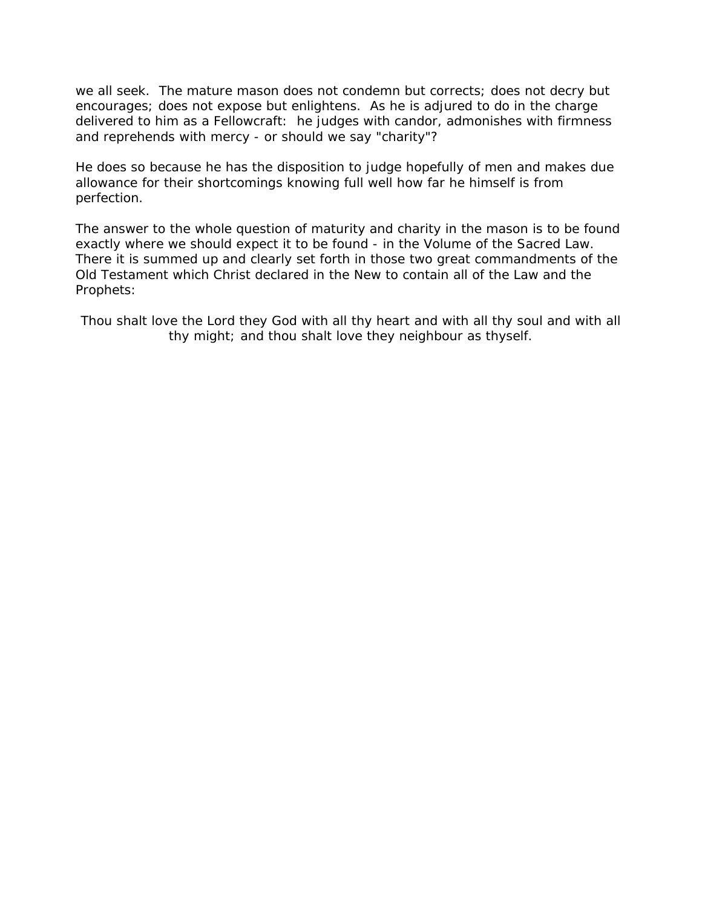we all seek. The mature mason does not condemn but corrects; does not decry but encourages; does not expose but enlightens. As he is adjured to do in the charge delivered to him as a Fellowcraft: he judges with candor, admonishes with firmness and reprehends with mercy - or should we say "charity"?

He does so because he has the disposition to judge hopefully of men and makes due allowance for their shortcomings knowing full well how far he himself is from perfection.

The answer to the whole question of maturity and charity in the mason is to be found exactly where we should expect it to be found - in the Volume of the Sacred Law. There it is summed up and clearly set forth in those two great commandments of the Old Testament which Christ declared in the New to contain all of the Law and the Prophets:

Thou shalt love the Lord they God with all thy heart and with all thy soul and with all thy might; and thou shalt love they neighbour as thyself.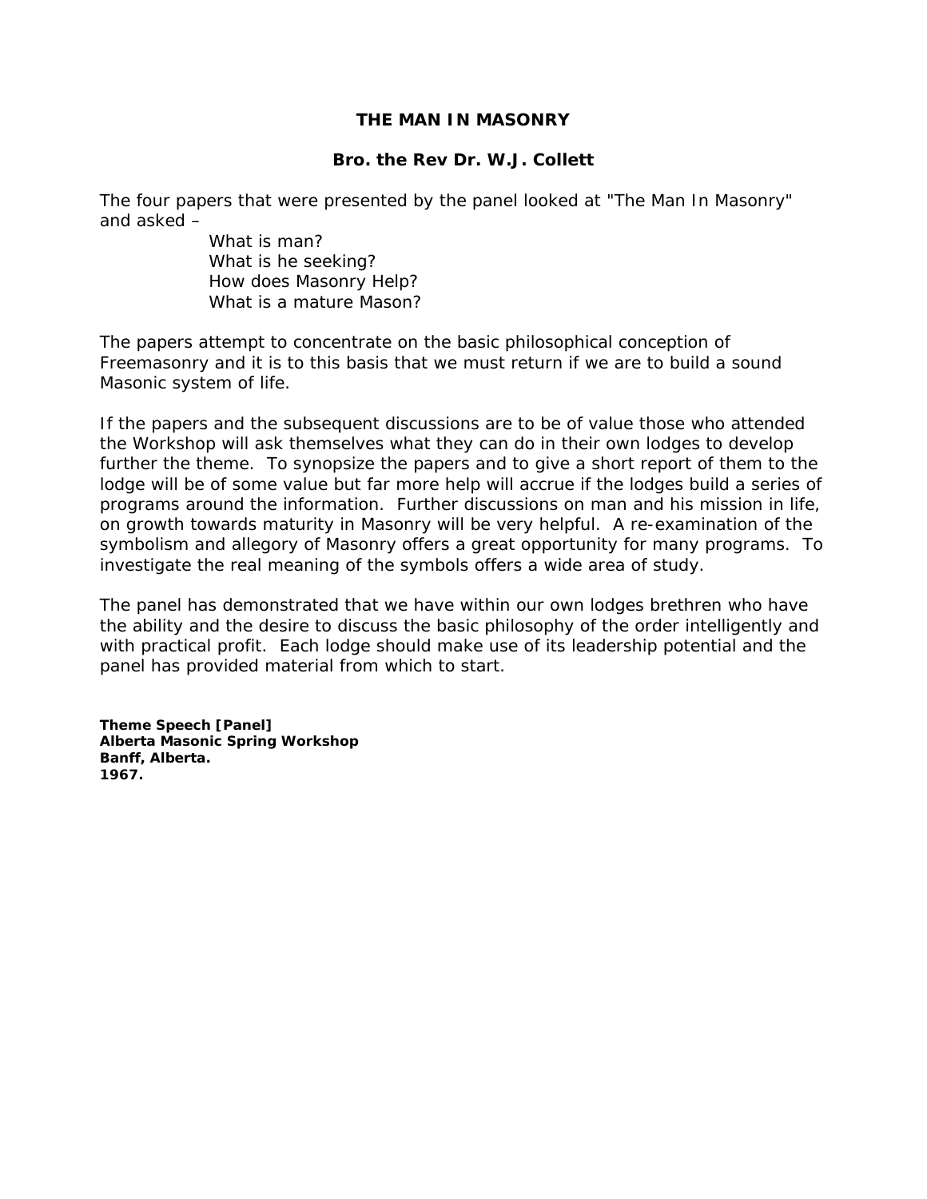# THE MAN IN MASONRY

## Bro. the Rev Dr. W.J. Collett

The four papers that were presented by the panel looked at "The Man In Masonry" and asked –

> What is man?
> What is he seeking?
> How does Masonry Help?
> What is a mature Mason?

The papers attempt to concentrate on the basic philosophical conception of Freemasonry and it is to this basis that we must return if we are to build a sound Masonic system of life.

If the papers and the subsequent discussions are to be of value those who attended the Workshop will ask themselves what they can do in their own lodges to develop further the theme. To synopsize the papers and to give a short report of them to the lodge will be of some value but far more help will accrue if the lodges build a series of programs around the information. Further discussions on man and his mission in life, on growth towards maturity in Masonry will be very helpful. A re-examination of the symbolism and allegory of Masonry offers a great opportunity for many programs. To investigate the real meaning of the symbols offers a wide area of study.

The panel has demonstrated that we have within our own lodges brethren who have the ability and the desire to discuss the basic philosophy of the order intelligently and with practical profit. Each lodge should make use of its leadership potential and the panel has provided material from which to start.

**Theme Speech [Panel]**
**Alberta Masonic Spring Workshop**
**Banff, Alberta.**
**1967.**